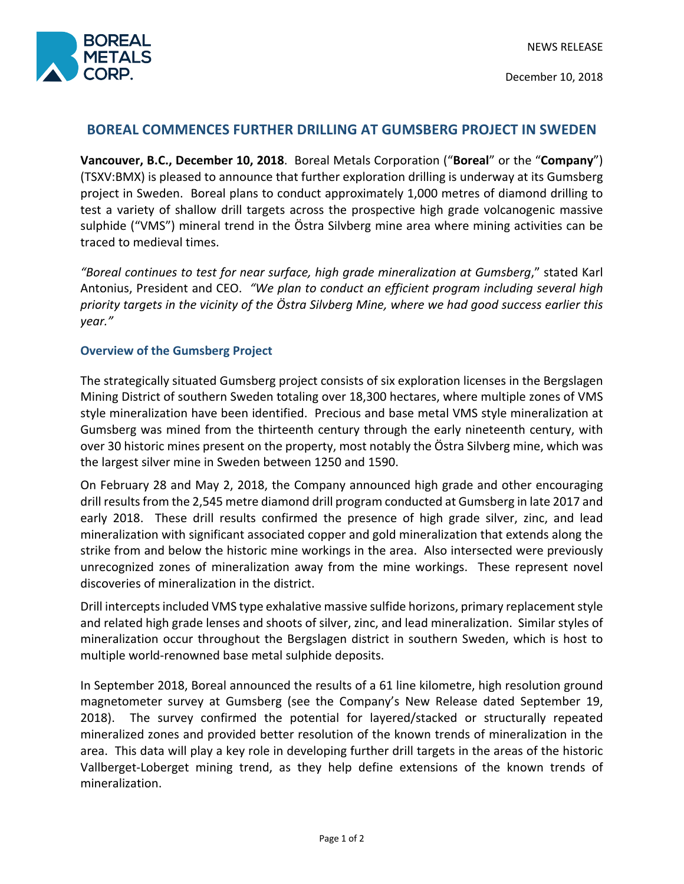NEWS RELEASE

December 10, 2018

# BOREAL COMMENCES FURTHER DRILLING AT GUMSBERG PROJECT IN SWEDEN

**Vancouver, B.C., December 10, 2018**. Boreal Metals Corporation ("**Boreal**" or the "**Company**") (TSXV:BMX) is pleased to announce that further exploration drilling is underway at its Gumsberg project in Sweden. Boreal plans to conduct approximately 1,000 metres of diamond drilling to test a variety of shallow drill targets across the prospective high grade volcanogenic massive sulphide ("VMS") mineral trend in the Östra Silvberg mine area where mining activities can be traced to medieval times.

*"Boreal continues to test for near surface, high grade mineralization at Gumsberg*," stated Karl Antonius, President and CEO. *"We plan to conduct an efficient program including several high priority targets in the vicinity of the Östra Silvberg Mine, where we had good success earlier this year."*

## Overview of the Gumsberg Project

The strategically situated Gumsberg project consists of six exploration licenses in the Bergslagen Mining District of southern Sweden totaling over 18,300 hectares, where multiple zones of VMS style mineralization have been identified. Precious and base metal VMS style mineralization at Gumsberg was mined from the thirteenth century through the early nineteenth century, with over 30 historic mines present on the property, most notably the Östra Silvberg mine, which was the largest silver mine in Sweden between 1250 and 1590.

On February 28 and May 2, 2018, the Company announced high grade and other encouraging drill results from the 2,545 metre diamond drill program conducted at Gumsberg in late 2017 and early 2018. These drill results confirmed the presence of high grade silver, zinc, and lead mineralization with significant associated copper and gold mineralization that extends along the strike from and below the historic mine workings in the area. Also intersected were previously unrecognized zones of mineralization away from the mine workings. These represent novel discoveries of mineralization in the district.

Drill intercepts included VMS type exhalative massive sulfide horizons, primary replacement style and related high grade lenses and shoots of silver, zinc, and lead mineralization. Similar styles of mineralization occur throughout the Bergslagen district in southern Sweden, which is host to multiple world-renowned base metal sulphide deposits.

In September 2018, Boreal announced the results of a 61 line kilometre, high resolution ground magnetometer survey at Gumsberg (see the Company's New Release dated September 19, 2018). The survey confirmed the potential for layered/stacked or structurally repeated mineralized zones and provided better resolution of the known trends of mineralization in the area. This data will play a key role in developing further drill targets in the areas of the historic Vallberget-Loberget mining trend, as they help define extensions of the known trends of mineralization.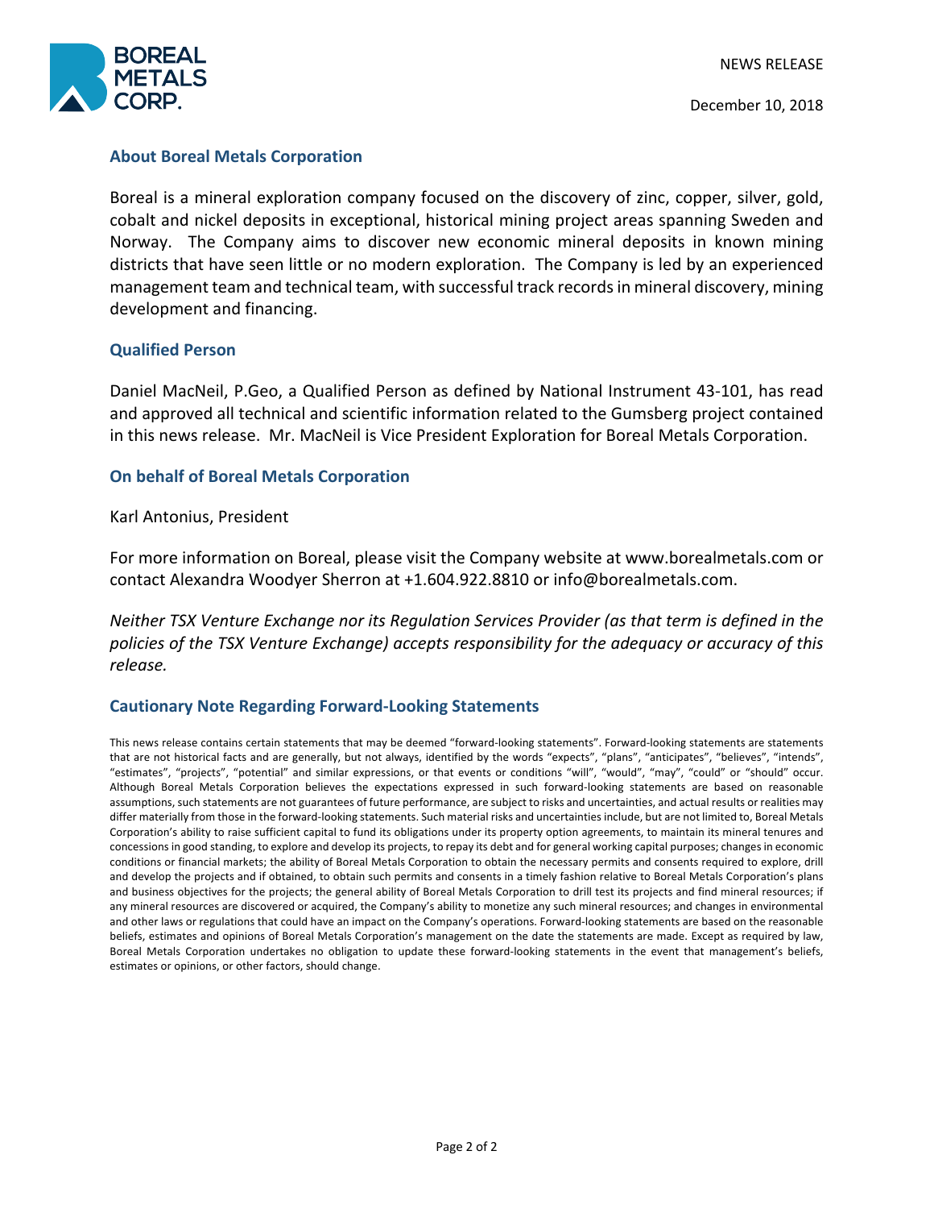NEWS RELEASE

December 10, 2018

## About Boreal Metals Corporation

Boreal is a mineral exploration company focused on the discovery of zinc, copper, silver, gold, cobalt and nickel deposits in exceptional, historical mining project areas spanning Sweden and Norway. The Company aims to discover new economic mineral deposits in known mining districts that have seen little or no modern exploration. The Company is led by an experienced management team and technical team, with successful track records in mineral discovery, mining development and financing.

## Qualified Person

Daniel MacNeil, P.Geo, a Qualified Person as defined by National Instrument 43-101, has read and approved all technical and scientific information related to the Gumsberg project contained in this news release. Mr. MacNeil is Vice President Exploration for Boreal Metals Corporation.

## On behalf of Boreal Metals Corporation

Karl Antonius, President

For more information on Boreal, please visit the Company website at www.borealmetals.com or contact Alexandra Woodyer Sherron at +1.604.922.8810 or info@borealmetals.com.

*Neither TSX Venture Exchange nor its Regulation Services Provider (as that term is defined in the policies of the TSX Venture Exchange) accepts responsibility for the adequacy or accuracy of this release.*

## Cautionary Note Regarding Forward-Looking Statements

This news release contains certain statements that may be deemed "forward-looking statements". Forward-looking statements are statements that are not historical facts and are generally, but not always, identified by the words "expects", "plans", "anticipates", "believes", "intends", "estimates", "projects", "potential" and similar expressions, or that events or conditions "will", "would", "may", "could" or "should" occur. Although Boreal Metals Corporation believes the expectations expressed in such forward-looking statements are based on reasonable assumptions, such statements are not guarantees of future performance, are subject to risks and uncertainties, and actual results or realities may differ materially from those in the forward-looking statements. Such material risks and uncertainties include, but are not limited to, Boreal Metals Corporation's ability to raise sufficient capital to fund its obligations under its property option agreements, to maintain its mineral tenures and concessions in good standing, to explore and develop its projects, to repay its debt and for general working capital purposes; changes in economic conditions or financial markets; the ability of Boreal Metals Corporation to obtain the necessary permits and consents required to explore, drill and develop the projects and if obtained, to obtain such permits and consents in a timely fashion relative to Boreal Metals Corporation's plans and business objectives for the projects; the general ability of Boreal Metals Corporation to drill test its projects and find mineral resources; if any mineral resources are discovered or acquired, the Company's ability to monetize any such mineral resources; and changes in environmental and other laws or regulations that could have an impact on the Company's operations. Forward-looking statements are based on the reasonable beliefs, estimates and opinions of Boreal Metals Corporation's management on the date the statements are made. Except as required by law, Boreal Metals Corporation undertakes no obligation to update these forward-looking statements in the event that management's beliefs, estimates or opinions, or other factors, should change.